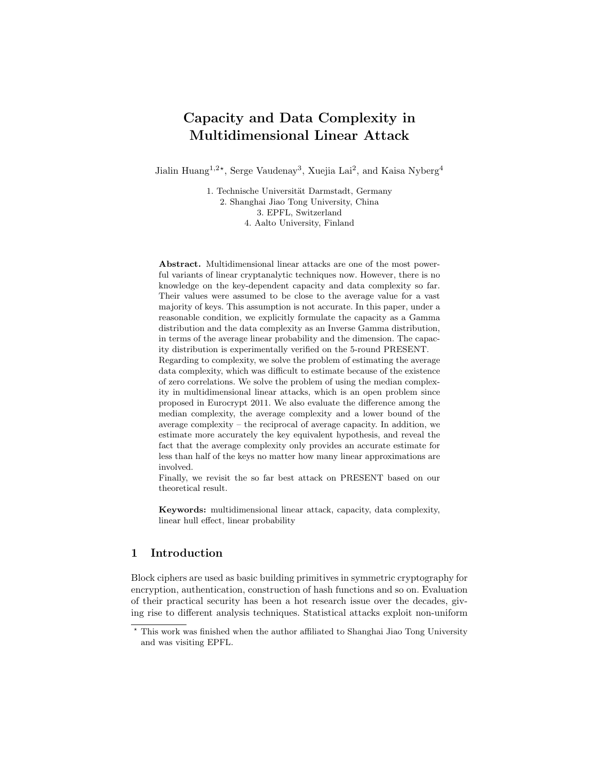# Capacity and Data Complexity in Multidimensional Linear Attack

Jialin Huang[1,2⋆], Serge Vaudenay[3], Xuejia Lai[2], and Kaisa Nyberg[4]

1. Technische Universität Darmstadt, Germany
2. Shanghai Jiao Tong University, China
3. EPFL, Switzerland
4. Aalto University, Finland

**Abstract.** Multidimensional linear attacks are one of the most powerful variants of linear cryptanalytic techniques now. However, there is no knowledge on the key-dependent capacity and data complexity so far. Their values were assumed to be close to the average value for a vast majority of keys. This assumption is not accurate. In this paper, under a reasonable condition, we explicitly formulate the capacity as a Gamma distribution and the data complexity as an Inverse Gamma distribution, in terms of the average linear probability and the dimension. The capacity distribution is experimentally verified on the 5-round PRESENT.
Regarding to complexity, we solve the problem of estimating the average data complexity, which was difficult to estimate because of the existence of zero correlations. We solve the problem of using the median complexity in multidimensional linear attacks, which is an open problem since proposed in Eurocrypt 2011. We also evaluate the difference among the median complexity, the average complexity and a lower bound of the average complexity – the reciprocal of average capacity. In addition, we estimate more accurately the key equivalent hypothesis, and reveal the fact that the average complexity only provides an accurate estimate for less than half of the keys no matter how many linear approximations are involved.
Finally, we revisit the so far best attack on PRESENT based on our theoretical result.

**Keywords:** multidimensional linear attack, capacity, data complexity, linear hull effect, linear probability

## 1 Introduction

Block ciphers are used as basic building primitives in symmetric cryptography for encryption, authentication, construction of hash functions and so on. Evaluation of their practical security has been a hot research issue over the decades, giving rise to different analysis techniques. Statistical attacks exploit non-uniform

⋆ This work was finished when the author affiliated to Shanghai Jiao Tong University and was visiting EPFL.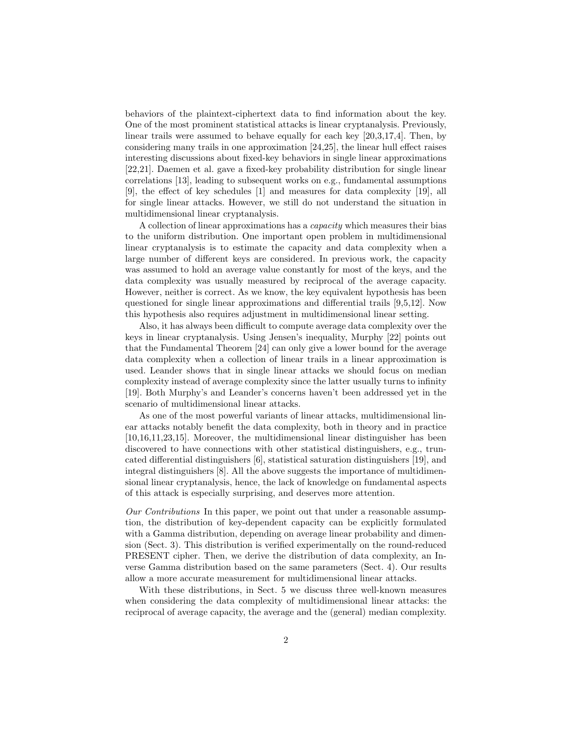behaviors of the plaintext-ciphertext data to find information about the key. One of the most prominent statistical attacks is linear cryptanalysis. Previously, linear trails were assumed to behave equally for each key [20,3,17,4]. Then, by considering many trails in one approximation [24,25], the linear hull effect raises interesting discussions about fixed-key behaviors in single linear approximations [22,21]. Daemen et al. gave a fixed-key probability distribution for single linear correlations [13], leading to subsequent works on e.g., fundamental assumptions [9], the effect of key schedules [1] and measures for data complexity [19], all for single linear attacks. However, we still do not understand the situation in multidimensional linear cryptanalysis.

A collection of linear approximations has a *capacity* which measures their bias to the uniform distribution. One important open problem in multidimensional linear cryptanalysis is to estimate the capacity and data complexity when a large number of different keys are considered. In previous work, the capacity was assumed to hold an average value constantly for most of the keys, and the data complexity was usually measured by reciprocal of the average capacity. However, neither is correct. As we know, the key equivalent hypothesis has been questioned for single linear approximations and differential trails [9,5,12]. Now this hypothesis also requires adjustment in multidimensional linear setting.

Also, it has always been difficult to compute average data complexity over the keys in linear cryptanalysis. Using Jensen's inequality, Murphy [22] points out that the Fundamental Theorem [24] can only give a lower bound for the average data complexity when a collection of linear trails in a linear approximation is used. Leander shows that in single linear attacks we should focus on median complexity instead of average complexity since the latter usually turns to infinity [19]. Both Murphy's and Leander's concerns haven't been addressed yet in the scenario of multidimensional linear attacks.

As one of the most powerful variants of linear attacks, multidimensional linear attacks notably benefit the data complexity, both in theory and in practice [10,16,11,23,15]. Moreover, the multidimensional linear distinguisher has been discovered to have connections with other statistical distinguishers, e.g., truncated differential distinguishers [6], statistical saturation distinguishers [19], and integral distinguishers [8]. All the above suggests the importance of multidimensional linear cryptanalysis, hence, the lack of knowledge on fundamental aspects of this attack is especially surprising, and deserves more attention.

*Our Contributions* In this paper, we point out that under a reasonable assumption, the distribution of key-dependent capacity can be explicitly formulated with a Gamma distribution, depending on average linear probability and dimension (Sect. 3). This distribution is verified experimentally on the round-reduced PRESENT cipher. Then, we derive the distribution of data complexity, an Inverse Gamma distribution based on the same parameters (Sect. 4). Our results allow a more accurate measurement for multidimensional linear attacks.

With these distributions, in Sect. 5 we discuss three well-known measures when considering the data complexity of multidimensional linear attacks: the reciprocal of average capacity, the average and the (general) median complexity.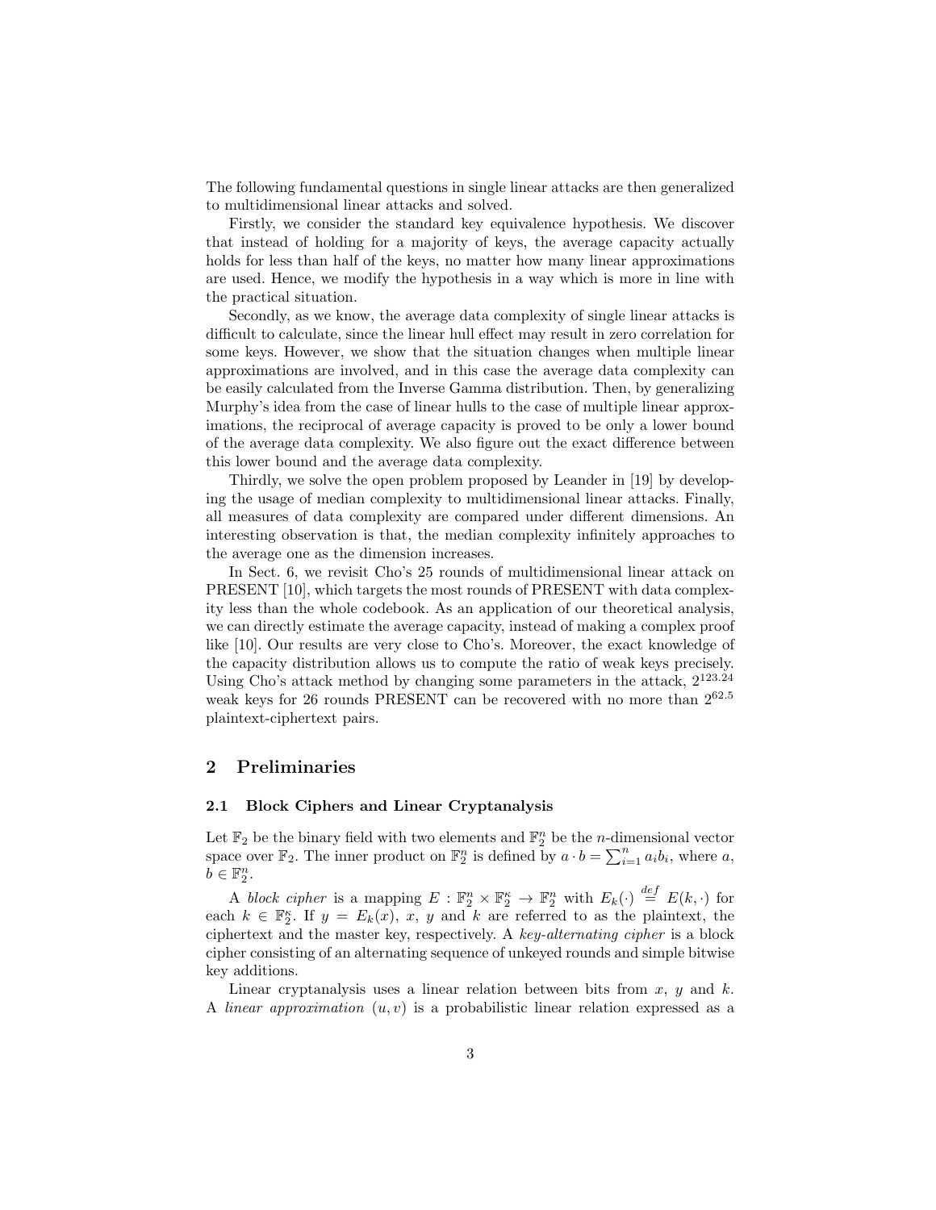The following fundamental questions in single linear attacks are then generalized to multidimensional linear attacks and solved.

Firstly, we consider the standard key equivalence hypothesis. We discover that instead of holding for a majority of keys, the average capacity actually holds for less than half of the keys, no matter how many linear approximations are used. Hence, we modify the hypothesis in a way which is more in line with the practical situation.

Secondly, as we know, the average data complexity of single linear attacks is difficult to calculate, since the linear hull effect may result in zero correlation for some keys. However, we show that the situation changes when multiple linear approximations are involved, and in this case the average data complexity can be easily calculated from the Inverse Gamma distribution. Then, by generalizing Murphy's idea from the case of linear hulls to the case of multiple linear approximations, the reciprocal of average capacity is proved to be only a lower bound of the average data complexity. We also figure out the exact difference between this lower bound and the average data complexity.

Thirdly, we solve the open problem proposed by Leander in [19] by developing the usage of median complexity to multidimensional linear attacks. Finally, all measures of data complexity are compared under different dimensions. An interesting observation is that, the median complexity infinitely approaches to the average one as the dimension increases.

In Sect. 6, we revisit Cho's 25 rounds of multidimensional linear attack on PRESENT [10], which targets the most rounds of PRESENT with data complexity less than the whole codebook. As an application of our theoretical analysis, we can directly estimate the average capacity, instead of making a complex proof like [10]. Our results are very close to Cho's. Moreover, the exact knowledge of the capacity distribution allows us to compute the ratio of weak keys precisely. Using Cho's attack method by changing some parameters in the attack, $2^{123.24}$ weak keys for 26 rounds PRESENT can be recovered with no more than $2^{62.5}$ plaintext-ciphertext pairs.

## 2 Preliminaries

### 2.1 Block Ciphers and Linear Cryptanalysis

Let $\mathbb{F}_2$ be the binary field with two elements and $\mathbb{F}_2^n$ be the $n$-dimensional vector space over $\mathbb{F}_2$. The inner product on $\mathbb{F}_2^n$ is defined by $a \cdot b = \sum_{i=1}^{n} a_i b_i$, where $a$, $b \in \mathbb{F}_2^n$.

A *block cipher* is a mapping $E : \mathbb{F}_2^n \times \mathbb{F}_2^\kappa \to \mathbb{F}_2^n$ with $E_k(\cdot) \stackrel{def}{=} E(k, \cdot)$ for each $k \in \mathbb{F}_2^\kappa$. If $y = E_k(x)$, $x$, $y$ and $k$ are referred to as the plaintext, the ciphertext and the master key, respectively. A *key-alternating cipher* is a block cipher consisting of an alternating sequence of unkeyed rounds and simple bitwise key additions.

Linear cryptanalysis uses a linear relation between bits from $x$, $y$ and $k$. A *linear approximation* $(u, v)$ is a probabilistic linear relation expressed as a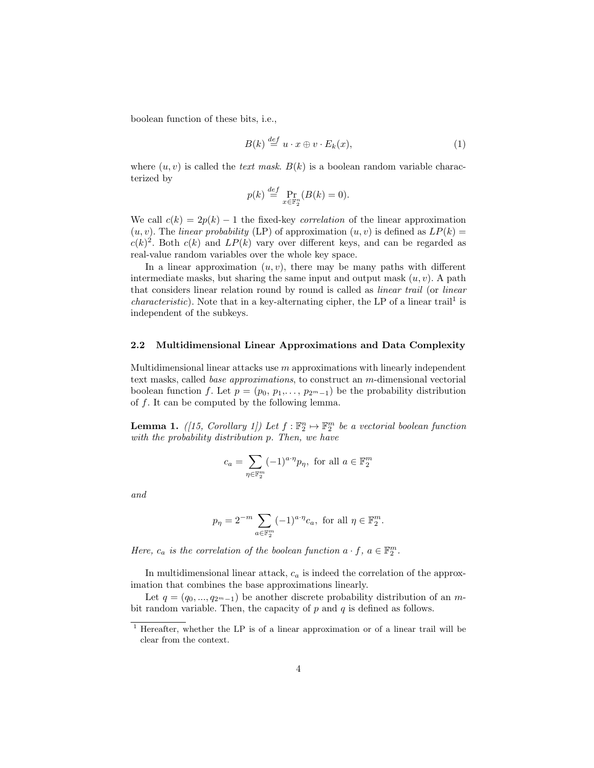boolean function of these bits, i.e.,

$$B(k) \stackrel{def}{=} u \cdot x \oplus v \cdot E_k(x), \tag{1}$$

where $(u, v)$ is called the *text mask*. $B(k)$ is a boolean random variable characterized by

$$p(k) \stackrel{def}{=} \Pr_{x \in \mathbb{F}_2^n}(B(k) = 0).$$

We call $c(k) = 2p(k) - 1$ the fixed-key *correlation* of the linear approximation $(u, v)$. The *linear probability* (LP) of approximation $(u, v)$ is defined as $LP(k) = c(k)^2$. Both $c(k)$ and $LP(k)$ vary over different keys, and can be regarded as real-value random variables over the whole key space.

In a linear approximation $(u, v)$, there may be many paths with different intermediate masks, but sharing the same input and output mask $(u, v)$. A path that considers linear relation round by round is called as *linear trail* (or *linear characteristic*). Note that in a key-alternating cipher, the LP of a linear trail[1] is independent of the subkeys.

### 2.2 Multidimensional Linear Approximations and Data Complexity

Multidimensional linear attacks use $m$ approximations with linearly independent text masks, called *base approximations*, to construct an $m$-dimensional vectorial boolean function $f$. Let $p = (p_0, p_1, \ldots, p_{2^m-1})$ be the probability distribution of $f$. It can be computed by the following lemma.

**Lemma 1.** *([15, Corollary 1]) Let $f : \mathbb{F}_2^n \mapsto \mathbb{F}_2^m$ be a vectorial boolean function with the probability distribution $p$. Then, we have*

$$c_a = \sum_{\eta \in \mathbb{F}_2^m} (-1)^{a \cdot \eta} p_\eta, \text{ for all } a \in \mathbb{F}_2^m$$

*and*

$$p_\eta = 2^{-m} \sum_{a \in \mathbb{F}_2^m} (-1)^{a \cdot \eta} c_a, \text{ for all } \eta \in \mathbb{F}_2^m.$$

*Here, $c_a$ is the correlation of the boolean function $a \cdot f$, $a \in \mathbb{F}_2^m$.*

In multidimensional linear attack, $c_a$ is indeed the correlation of the approximation that combines the base approximations linearly.

Let $q = (q_0, ..., q_{2^m-1})$ be another discrete probability distribution of an $m$-bit random variable. Then, the capacity of $p$ and $q$ is defined as follows.

[1] Hereafter, whether the LP is of a linear approximation or of a linear trail will be clear from the context.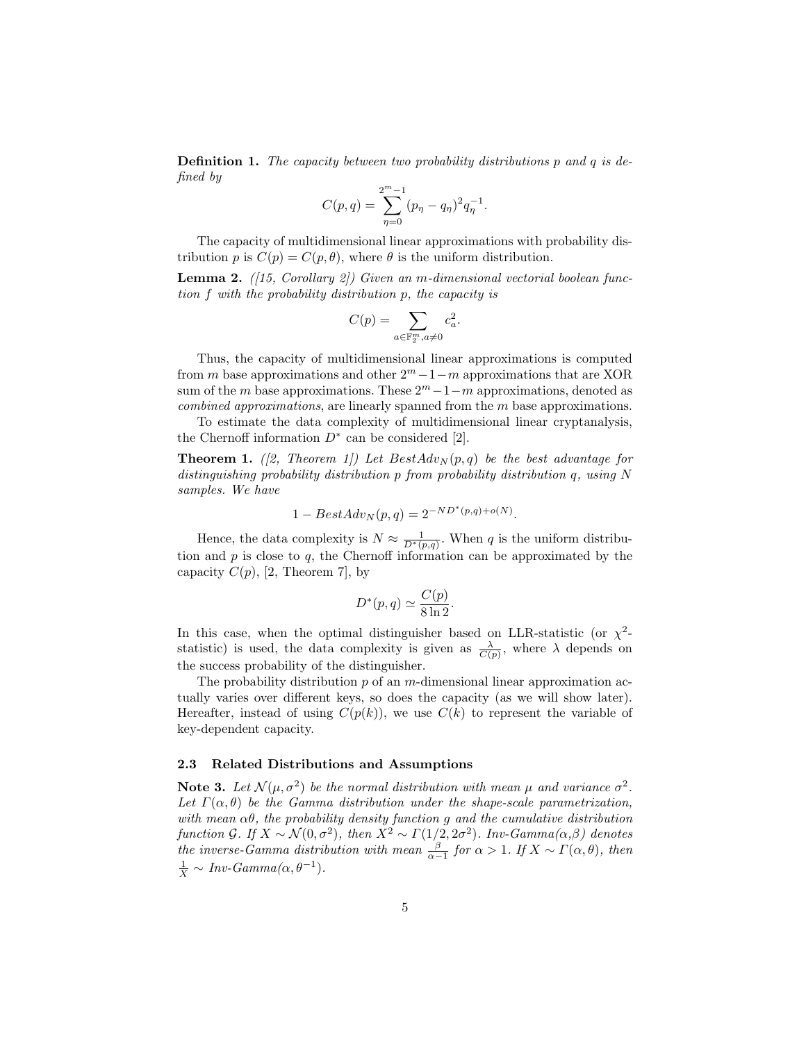**Definition 1.** *The capacity between two probability distributions $p$ and $q$ is defined by*

$$C(p, q) = \sum_{\eta=0}^{2^m-1} (p_\eta - q_\eta)^2 q_\eta^{-1}.$$

The capacity of multidimensional linear approximations with probability distribution $p$ is $C(p) = C(p, \theta)$, where $\theta$ is the uniform distribution.

**Lemma 2.** *([15, Corollary 2]) Given an $m$-dimensional vectorial boolean function $f$ with the probability distribution $p$, the capacity is*

$$C(p) = \sum_{a \in \mathbb{F}_2^m, a \neq 0} c_a^2.$$

Thus, the capacity of multidimensional linear approximations is computed from $m$ base approximations and other $2^m - 1 - m$ approximations that are XOR sum of the $m$ base approximations. These $2^m - 1 - m$ approximations, denoted as *combined approximations*, are linearly spanned from the $m$ base approximations.

To estimate the data complexity of multidimensional linear cryptanalysis, the Chernoff information $D^*$ can be considered [2].

**Theorem 1.** *([2, Theorem 1]) Let $BestAdv_N(p, q)$ be the best advantage for distinguishing probability distribution $p$ from probability distribution $q$, using $N$ samples. We have*

$$1 - BestAdv_N(p, q) = 2^{-ND^*(p,q)+o(N)}.$$

Hence, the data complexity is $N \approx \frac{1}{D^*(p,q)}$. When $q$ is the uniform distribution and $p$ is close to $q$, the Chernoff information can be approximated by the capacity $C(p)$, [2, Theorem 7], by

$$D^*(p, q) \simeq \frac{C(p)}{8 \ln 2}.$$

In this case, when the optimal distinguisher based on LLR-statistic (or $\chi^2$-statistic) is used, the data complexity is given as $\frac{\lambda}{C(p)}$, where $\lambda$ depends on the success probability of the distinguisher.

The probability distribution $p$ of an $m$-dimensional linear approximation actually varies over different keys, so does the capacity (as we will show later). Hereafter, instead of using $C(p(k))$, we use $C(k)$ to represent the variable of key-dependent capacity.

### 2.3 Related Distributions and Assumptions

**Note 3.** *Let $\mathcal{N}(\mu, \sigma^2)$ be the normal distribution with mean $\mu$ and variance $\sigma^2$. Let $\Gamma(\alpha, \theta)$ be the Gamma distribution under the shape-scale parametrization, with mean $\alpha\theta$, the probability density function $g$ and the cumulative distribution function $\mathcal{G}$. If $X \sim \mathcal{N}(0, \sigma^2)$, then $X^2 \sim \Gamma(1/2, 2\sigma^2)$. Inv-Gamma($\alpha$,$\beta$) denotes the inverse-Gamma distribution with mean $\frac{\beta}{\alpha-1}$ for $\alpha > 1$. If $X \sim \Gamma(\alpha, \theta)$, then $\frac{1}{X} \sim$ Inv-Gamma$(\alpha, \theta^{-1})$.*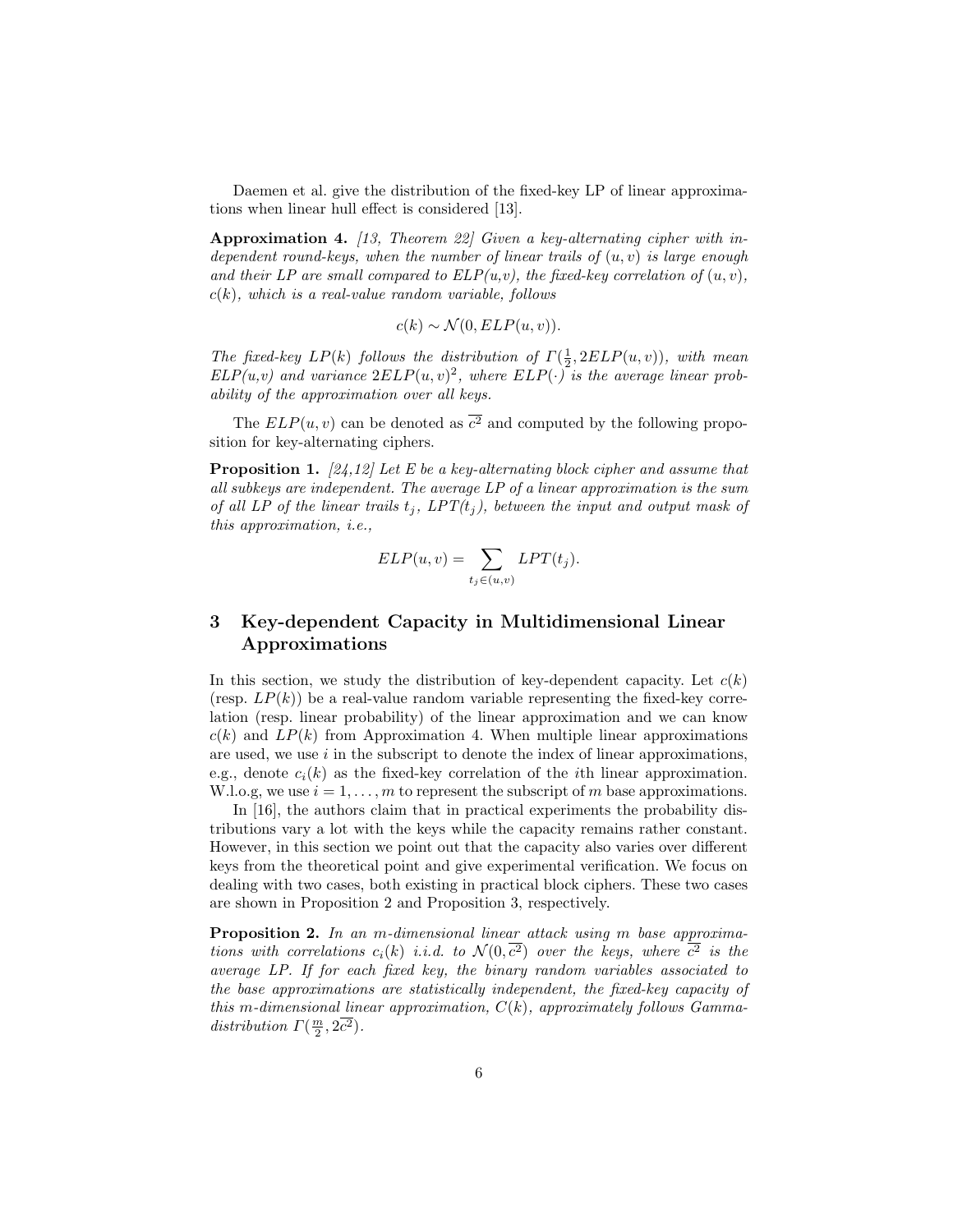Daemen et al. give the distribution of the fixed-key LP of linear approximations when linear hull effect is considered [13].

**Approximation 4.** *[13, Theorem 22] Given a key-alternating cipher with independent round-keys, when the number of linear trails of $(u, v)$ is large enough and their LP are small compared to ELP(u,v), the fixed-key correlation of $(u, v)$, $c(k)$, which is a real-value random variable, follows*

$$c(k) \sim \mathcal{N}(0, ELP(u, v)).$$

*The fixed-key $LP(k)$ follows the distribution of $\Gamma(\frac{1}{2}, 2ELP(u, v))$, with mean ELP(u,v) and variance $2ELP(u, v)^2$, where $ELP(\cdot)$ is the average linear probability of the approximation over all keys.*

The $ELP(u, v)$ can be denoted as $\overline{c^2}$ and computed by the following proposition for key-alternating ciphers.

**Proposition 1.** *[24,12] Let E be a key-alternating block cipher and assume that all subkeys are independent. The average LP of a linear approximation is the sum of all LP of the linear trails $t_j$, $LPT(t_j)$, between the input and output mask of this approximation, i.e.,*

$$ELP(u, v) = \sum_{t_j \in (u,v)} LPT(t_j).$$

## 3 Key-dependent Capacity in Multidimensional Linear Approximations

In this section, we study the distribution of key-dependent capacity. Let $c(k)$ (resp. $LP(k)$) be a real-value random variable representing the fixed-key correlation (resp. linear probability) of the linear approximation and we can know $c(k)$ and $LP(k)$ from Approximation 4. When multiple linear approximations are used, we use $i$ in the subscript to denote the index of linear approximations, e.g., denote $c_i(k)$ as the fixed-key correlation of the $i$th linear approximation. W.l.o.g, we use $i = 1, \ldots, m$ to represent the subscript of $m$ base approximations.

In [16], the authors claim that in practical experiments the probability distributions vary a lot with the keys while the capacity remains rather constant. However, in this section we point out that the capacity also varies over different keys from the theoretical point and give experimental verification. We focus on dealing with two cases, both existing in practical block ciphers. These two cases are shown in Proposition 2 and Proposition 3, respectively.

**Proposition 2.** *In an $m$-dimensional linear attack using $m$ base approximations with correlations $c_i(k)$ i.i.d. to $\mathcal{N}(0, \overline{c^2})$ over the keys, where $\overline{c^2}$ is the average LP. If for each fixed key, the binary random variables associated to the base approximations are statistically independent, the fixed-key capacity of this $m$-dimensional linear approximation, $C(k)$, approximately follows Gamma-distribution $\Gamma(\frac{m}{2}, 2\overline{c^2})$.*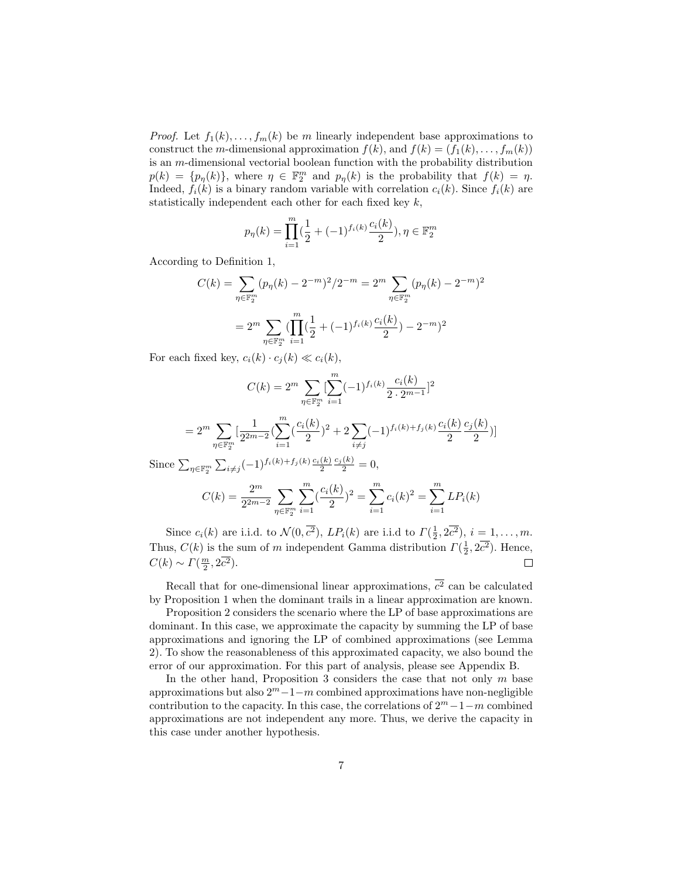*Proof.* Let $f_1(k), \ldots, f_m(k)$ be $m$ linearly independent base approximations to construct the $m$-dimensional approximation $f(k)$, and $f(k) = (f_1(k), \ldots, f_m(k))$ is an $m$-dimensional vectorial boolean function with the probability distribution $p(k) = \{p_\eta(k)\}$, where $\eta \in \mathbb{F}_2^m$ and $p_\eta(k)$ is the probability that $f(k) = \eta$. Indeed, $f_i(k)$ is a binary random variable with correlation $c_i(k)$. Since $f_i(k)$ are statistically independent each other for each fixed key $k$,

$$p_\eta(k) = \prod_{i=1}^{m}(\frac{1}{2} + (-1)^{f_i(k)}\frac{c_i(k)}{2}), \eta \in \mathbb{F}_2^m$$

According to Definition 1,

$$C(k) = \sum_{\eta \in \mathbb{F}_2^m}(p_\eta(k) - 2^{-m})^2/2^{-m} = 2^m \sum_{\eta \in \mathbb{F}_2^m}(p_\eta(k) - 2^{-m})^2$$

$$= 2^m \sum_{\eta \in \mathbb{F}_2^m}(\prod_{i=1}^{m}(\frac{1}{2} + (-1)^{f_i(k)}\frac{c_i(k)}{2}) - 2^{-m})^2$$

For each fixed key, $c_i(k) \cdot c_j(k) \ll c_i(k)$,

$$C(k) = 2^m \sum_{\eta \in \mathbb{F}_2^m}[\sum_{i=1}^{m}(-1)^{f_i(k)}\frac{c_i(k)}{2 \cdot 2^{m-1}}]^2$$

$$= 2^m \sum_{\eta \in \mathbb{F}_2^m}[\frac{1}{2^{2m-2}}(\sum_{i=1}^{m}(\frac{c_i(k)}{2})^2 + 2\sum_{i \neq j}(-1)^{f_i(k)+f_j(k)}\frac{c_i(k)}{2}\frac{c_j(k)}{2})]$$

Since $\sum_{\eta \in \mathbb{F}_2^m}\sum_{i \neq j}(-1)^{f_i(k)+f_j(k)}\frac{c_i(k)}{2}\frac{c_j(k)}{2} = 0$,

$$C(k) = \frac{2^m}{2^{2m-2}}\sum_{\eta \in \mathbb{F}_2^m}\sum_{i=1}^{m}(\frac{c_i(k)}{2})^2 = \sum_{i=1}^{m}c_i(k)^2 = \sum_{i=1}^{m}LP_i(k)$$

Since $c_i(k)$ are i.i.d. to $\mathcal{N}(0, \overline{c^2})$, $LP_i(k)$ are i.i.d to $\Gamma(\frac{1}{2}, 2\overline{c^2})$, $i = 1, \ldots, m$. Thus, $C(k)$ is the sum of $m$ independent Gamma distribution $\Gamma(\frac{1}{2}, 2\overline{c^2})$. Hence, $C(k) \sim \Gamma(\frac{m}{2}, 2\overline{c^2})$. $\square$

Recall that for one-dimensional linear approximations, $\overline{c^2}$ can be calculated by Proposition 1 when the dominant trails in a linear approximation are known.

Proposition 2 considers the scenario where the LP of base approximations are dominant. In this case, we approximate the capacity by summing the LP of base approximations and ignoring the LP of combined approximations (see Lemma 2). To show the reasonableness of this approximated capacity, we also bound the error of our approximation. For this part of analysis, please see Appendix B.

In the other hand, Proposition 3 considers the case that not only $m$ base approximations but also $2^m - 1 - m$ combined approximations have non-negligible contribution to the capacity. In this case, the correlations of $2^m - 1 - m$ combined approximations are not independent any more. Thus, we derive the capacity in this case under another hypothesis.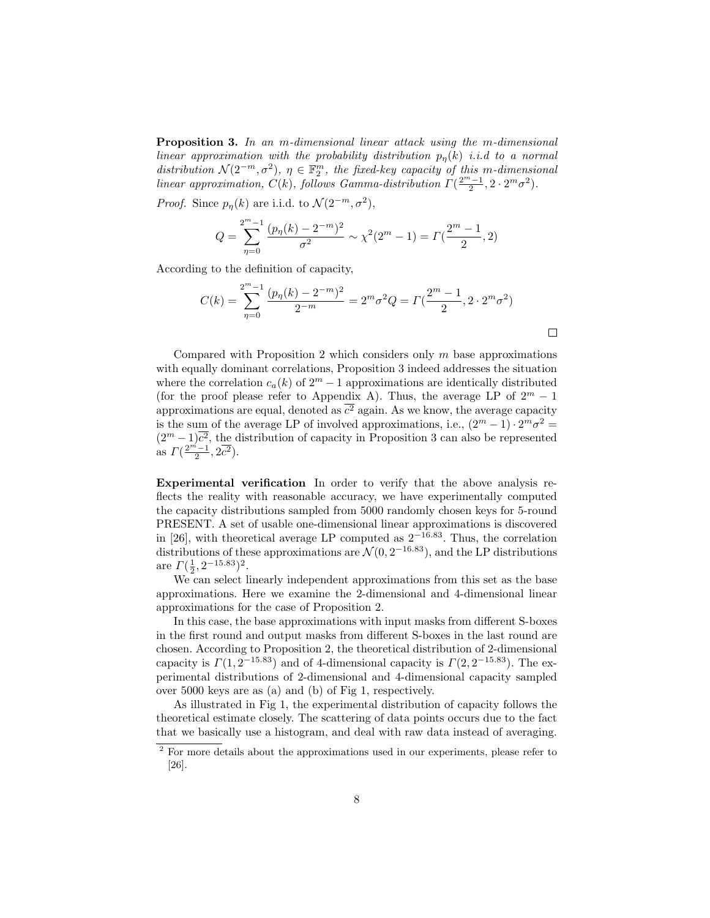**Proposition 3.** *In an $m$-dimensional linear attack using the $m$-dimensional linear approximation with the probability distribution $p_\eta(k)$ i.i.d to a normal distribution $\mathcal{N}(2^{-m}, \sigma^2)$, $\eta \in \mathbb{F}_2^m$, the fixed-key capacity of this $m$-dimensional linear approximation, $C(k)$, follows Gamma-distribution $\Gamma(\frac{2^m-1}{2}, 2 \cdot 2^m\sigma^2)$.*

*Proof.* Since $p_\eta(k)$ are i.i.d. to $\mathcal{N}(2^{-m}, \sigma^2)$,

$$Q = \sum_{\eta=0}^{2^m-1} \frac{(p_\eta(k) - 2^{-m})^2}{\sigma^2} \sim \chi^2(2^m - 1) = \Gamma(\frac{2^m-1}{2}, 2)$$

According to the definition of capacity,

$$C(k) = \sum_{\eta=0}^{2^m-1} \frac{(p_\eta(k) - 2^{-m})^2}{2^{-m}} = 2^m\sigma^2 Q = \Gamma(\frac{2^m-1}{2}, 2 \cdot 2^m\sigma^2)$$

□

Compared with Proposition 2 which considers only $m$ base approximations with equally dominant correlations, Proposition 3 indeed addresses the situation where the correlation $c_a(k)$ of $2^m - 1$ approximations are identically distributed (for the proof please refer to Appendix A). Thus, the average LP of $2^m - 1$ approximations are equal, denoted as $\overline{c^2}$ again. As we know, the average capacity is the sum of the average LP of involved approximations, i.e., $(2^m - 1) \cdot 2^m\sigma^2 = (2^m - 1)\overline{c^2}$, the distribution of capacity in Proposition 3 can also be represented as $\Gamma(\frac{2^m-1}{2}, 2\overline{c^2})$.

**Experimental verification** In order to verify that the above analysis reflects the reality with reasonable accuracy, we have experimentally computed the capacity distributions sampled from 5000 randomly chosen keys for 5-round PRESENT. A set of usable one-dimensional linear approximations is discovered in [26], with theoretical average LP computed as $2^{-16.83}$. Thus, the correlation distributions of these approximations are $\mathcal{N}(0, 2^{-16.83})$, and the LP distributions are $\Gamma(\frac{1}{2}, 2^{-15.83})$[2].

We can select linearly independent approximations from this set as the base approximations. Here we examine the 2-dimensional and 4-dimensional linear approximations for the case of Proposition 2.

In this case, the base approximations with input masks from different S-boxes in the first round and output masks from different S-boxes in the last round are chosen. According to Proposition 2, the theoretical distribution of 2-dimensional capacity is $\Gamma(1, 2^{-15.83})$ and of 4-dimensional capacity is $\Gamma(2, 2^{-15.83})$. The experimental distributions of 2-dimensional and 4-dimensional capacity sampled over 5000 keys are as (a) and (b) of Fig 1, respectively.

As illustrated in Fig 1, the experimental distribution of capacity follows the theoretical estimate closely. The scattering of data points occurs due to the fact that we basically use a histogram, and deal with raw data instead of averaging.

[2] For more details about the approximations used in our experiments, please refer to [26].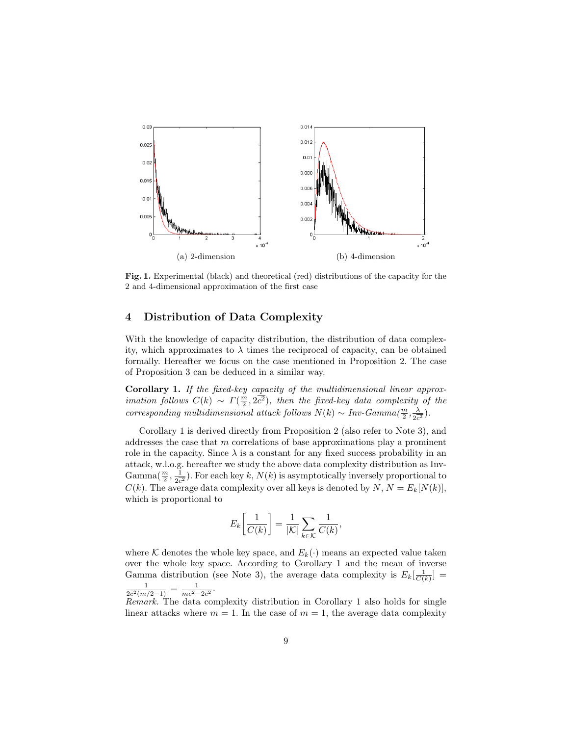(a) 2-dimension

(b) 4-dimension

**Fig. 1.** Experimental (black) and theoretical (red) distributions of the capacity for the 2 and 4-dimensional approximation of the first case

## 4 Distribution of Data Complexity

With the knowledge of capacity distribution, the distribution of data complexity, which approximates to $\lambda$ times the reciprocal of capacity, can be obtained formally. Hereafter we focus on the case mentioned in Proposition 2. The case of Proposition 3 can be deduced in a similar way.

**Corollary 1.** *If the fixed-key capacity of the multidimensional linear approximation follows* $C(k) \sim \Gamma(\frac{m}{2}, 2\overline{c^2})$*, then the fixed-key data complexity of the corresponding multidimensional attack follows* $N(k) \sim$ *Inv-Gamma*$(\frac{m}{2}, \frac{\lambda}{2\overline{c^2}})$.

Corollary 1 is derived directly from Proposition 2 (also refer to Note 3), and addresses the case that $m$ correlations of base approximations play a prominent role in the capacity. Since $\lambda$ is a constant for any fixed success probability in an attack, w.l.o.g. hereafter we study the above data complexity distribution as Inv-Gamma$(\frac{m}{2}, \frac{1}{2\overline{c^2}})$. For each key $k$, $N(k)$ is asymptotically inversely proportional to $C(k)$. The average data complexity over all keys is denoted by $N$, $N = E_k[N(k)]$, which is proportional to

$$E_k\left[\frac{1}{C(k)}\right] = \frac{1}{|\mathcal{K}|}\sum_{k\in\mathcal{K}}\frac{1}{C(k)},$$

where $\mathcal{K}$ denotes the whole key space, and $E_k(\cdot)$ means an expected value taken over the whole key space. According to Corollary 1 and the mean of inverse Gamma distribution (see Note 3), the average data complexity is $E_k[\frac{1}{C(k)}] = \frac{1}{2\overline{c^2}(m/2-1)} = \frac{1}{m\overline{c^2}-2\overline{c^2}}$.

*Remark.* The data complexity distribution in Corollary 1 also holds for single linear attacks where $m = 1$. In the case of $m = 1$, the average data complexity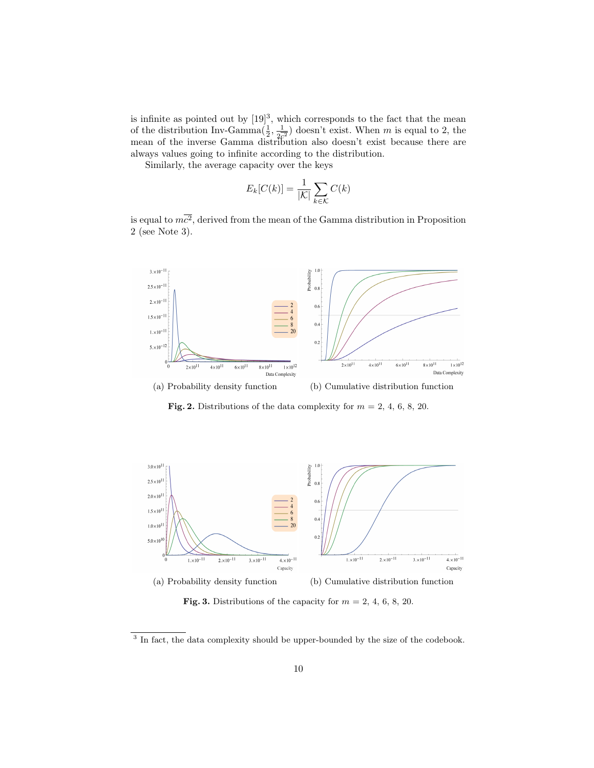is infinite as pointed out by [19][3], which corresponds to the fact that the mean of the distribution Inv-Gamma($\frac{1}{2}, \frac{1}{2\overline{c^2}}$) doesn't exist. When $m$ is equal to 2, the mean of the inverse Gamma distribution also doesn't exist because there are always values going to infinite according to the distribution.

Similarly, the average capacity over the keys

$$E_k[C(k)] = \frac{1}{|\mathcal{K}|} \sum_{k \in \mathcal{K}} C(k)$$

is equal to $m\overline{c^2}$, derived from the mean of the Gamma distribution in Proposition 2 (see Note 3).

(a) Probability density function (b) Cumulative distribution function

**Fig. 2.** Distributions of the data complexity for $m$ = 2, 4, 6, 8, 20.

(a) Probability density function (b) Cumulative distribution function

**Fig. 3.** Distributions of the capacity for $m$ = 2, 4, 6, 8, 20.

[3] In fact, the data complexity should be upper-bounded by the size of the codebook.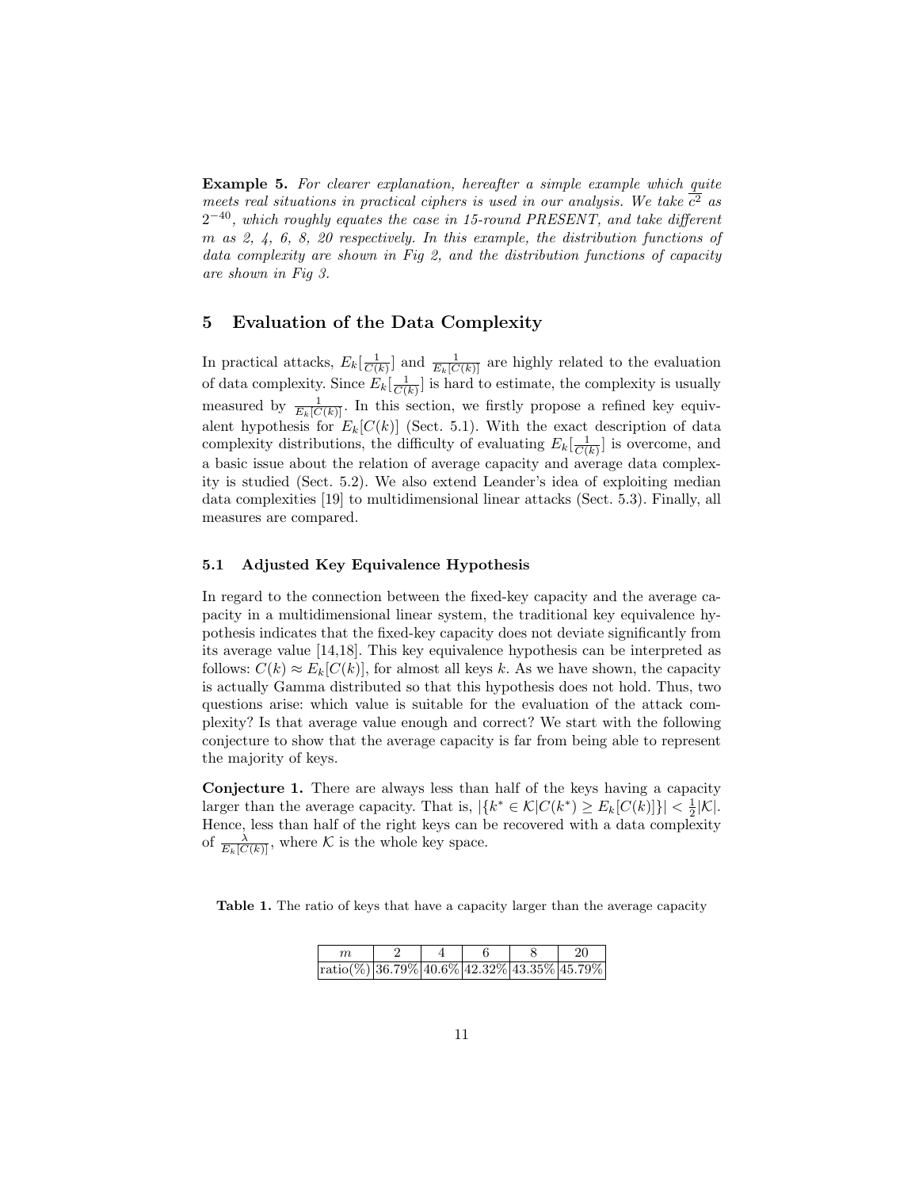**Example 5.** *For clearer explanation, hereafter a simple example which quite meets real situations in practical ciphers is used in our analysis. We take $\overline{c^2}$ as $2^{-40}$, which roughly equates the case in 15-round PRESENT, and take different $m$ as 2, 4, 6, 8, 20 respectively. In this example, the distribution functions of data complexity are shown in Fig 2, and the distribution functions of capacity are shown in Fig 3.*

## 5 Evaluation of the Data Complexity

In practical attacks, $E_k[\frac{1}{C(k)}]$ and $\frac{1}{E_k[C(k)]}$ are highly related to the evaluation of data complexity. Since $E_k[\frac{1}{C(k)}]$ is hard to estimate, the complexity is usually measured by $\frac{1}{E_k[C(k)]}$. In this section, we firstly propose a refined key equivalent hypothesis for $E_k[C(k)]$ (Sect. 5.1). With the exact description of data complexity distributions, the difficulty of evaluating $E_k[\frac{1}{C(k)}]$ is overcome, and a basic issue about the relation of average capacity and average data complexity is studied (Sect. 5.2). We also extend Leander's idea of exploiting median data complexities [19] to multidimensional linear attacks (Sect. 5.3). Finally, all measures are compared.

### 5.1 Adjusted Key Equivalence Hypothesis

In regard to the connection between the fixed-key capacity and the average capacity in a multidimensional linear system, the traditional key equivalence hypothesis indicates that the fixed-key capacity does not deviate significantly from its average value [14,18]. This key equivalence hypothesis can be interpreted as follows: $C(k) \approx E_k[C(k)]$, for almost all keys $k$. As we have shown, the capacity is actually Gamma distributed so that this hypothesis does not hold. Thus, two questions arise: which value is suitable for the evaluation of the attack complexity? Is that average value enough and correct? We start with the following conjecture to show that the average capacity is far from being able to represent the majority of keys.

**Conjecture 1.** There are always less than half of the keys having a capacity larger than the average capacity. That is, $|\{k^* \in \mathcal{K} | C(k^*) \geq E_k[C(k)]\}| < \frac{1}{2}|\mathcal{K}|$. Hence, less than half of the right keys can be recovered with a data complexity of $\frac{\lambda}{E_k[C(k)]}$, where $\mathcal{K}$ is the whole key space.

**Table 1.** The ratio of keys that have a capacity larger than the average capacity

| $m$ | 2 | 4 | 6 | 8 | 20 |
|---|---|---|---|---|---|
| ratio(%) | 36.79% | 40.6% | 42.32% | 43.35% | 45.79% |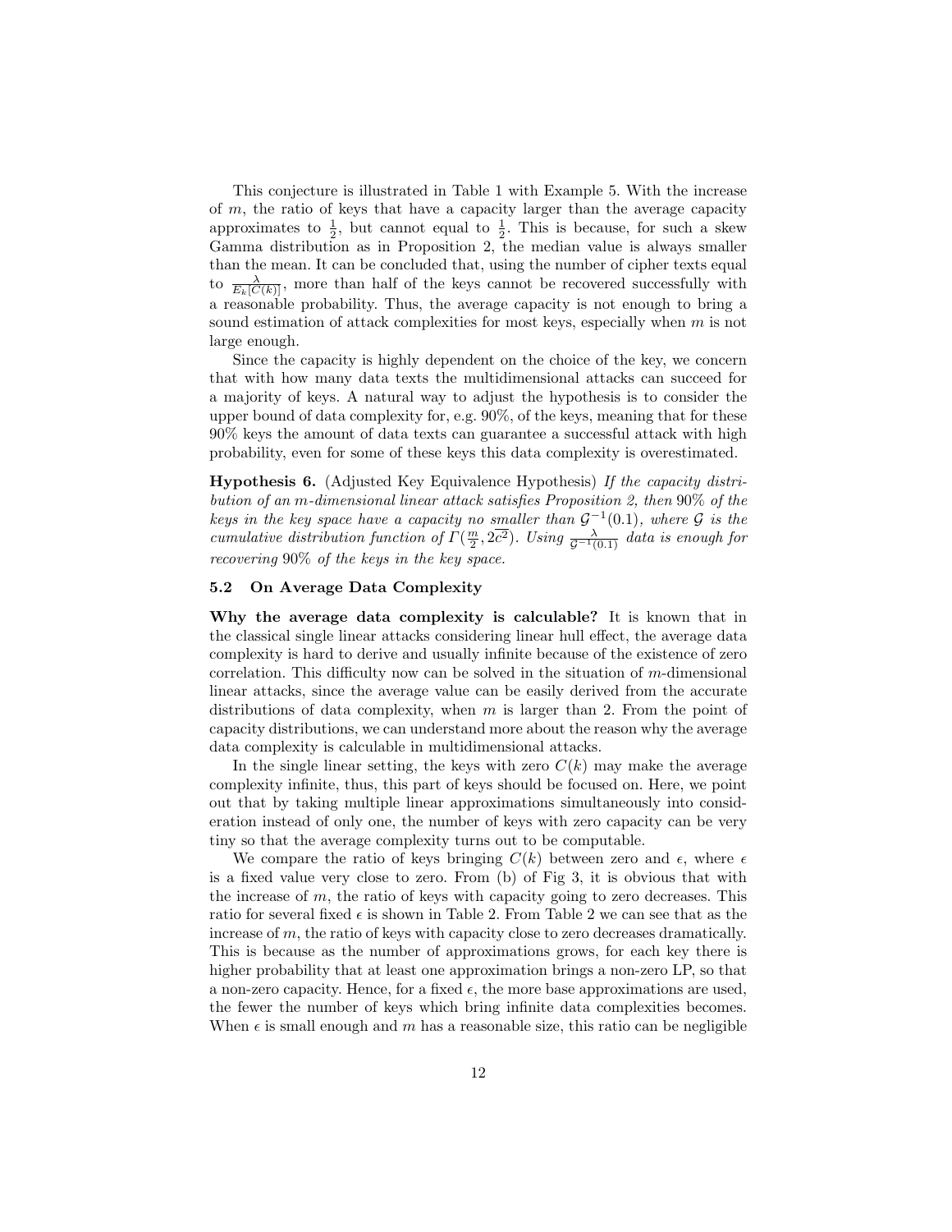This conjecture is illustrated in Table 1 with Example 5. With the increase of $m$, the ratio of keys that have a capacity larger than the average capacity approximates to $\frac{1}{2}$, but cannot equal to $\frac{1}{2}$. This is because, for such a skew Gamma distribution as in Proposition 2, the median value is always smaller than the mean. It can be concluded that, using the number of cipher texts equal to $\frac{\lambda}{E_k[C(k)]}$, more than half of the keys cannot be recovered successfully with a reasonable probability. Thus, the average capacity is not enough to bring a sound estimation of attack complexities for most keys, especially when $m$ is not large enough.

Since the capacity is highly dependent on the choice of the key, we concern that with how many data texts the multidimensional attacks can succeed for a majority of keys. A natural way to adjust the hypothesis is to consider the upper bound of data complexity for, e.g. 90%, of the keys, meaning that for these 90% keys the amount of data texts can guarantee a successful attack with high probability, even for some of these keys this data complexity is overestimated.

**Hypothesis 6.** (Adjusted Key Equivalence Hypothesis) *If the capacity distribution of an $m$-dimensional linear attack satisfies Proposition 2, then* 90% *of the keys in the key space have a capacity no smaller than $\mathcal{G}^{-1}(0.1)$, where $\mathcal{G}$ is the cumulative distribution function of $\Gamma(\frac{m}{2}, 2\overline{c^2})$. Using $\frac{\lambda}{\mathcal{G}^{-1}(0.1)}$ data is enough for recovering* 90% *of the keys in the key space.*

### 5.2 On Average Data Complexity

**Why the average data complexity is calculable?** It is known that in the classical single linear attacks considering linear hull effect, the average data complexity is hard to derive and usually infinite because of the existence of zero correlation. This difficulty now can be solved in the situation of $m$-dimensional linear attacks, since the average value can be easily derived from the accurate distributions of data complexity, when $m$ is larger than 2. From the point of capacity distributions, we can understand more about the reason why the average data complexity is calculable in multidimensional attacks.

In the single linear setting, the keys with zero $C(k)$ may make the average complexity infinite, thus, this part of keys should be focused on. Here, we point out that by taking multiple linear approximations simultaneously into consideration instead of only one, the number of keys with zero capacity can be very tiny so that the average complexity turns out to be computable.

We compare the ratio of keys bringing $C(k)$ between zero and $\epsilon$, where $\epsilon$ is a fixed value very close to zero. From (b) of Fig 3, it is obvious that with the increase of $m$, the ratio of keys with capacity going to zero decreases. This ratio for several fixed $\epsilon$ is shown in Table 2. From Table 2 we can see that as the increase of $m$, the ratio of keys with capacity close to zero decreases dramatically. This is because as the number of approximations grows, for each key there is higher probability that at least one approximation brings a non-zero LP, so that a non-zero capacity. Hence, for a fixed $\epsilon$, the more base approximations are used, the fewer the number of keys which bring infinite data complexities becomes. When $\epsilon$ is small enough and $m$ has a reasonable size, this ratio can be negligible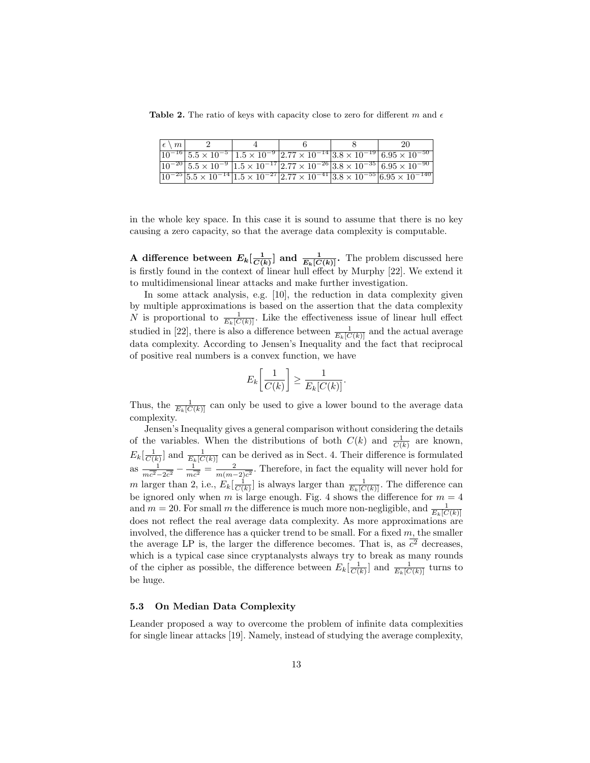**Table 2.** The ratio of keys with capacity close to zero for different $m$ and $\epsilon$

| $\epsilon \setminus m$ | 2 | 4 | 6 | 8 | 20 |
|---|---|---|---|---|---|
| $10^{-16}$ | $5.5 \times 10^{-5}$ | $1.5 \times 10^{-9}$ | $2.77 \times 10^{-14}$ | $3.8 \times 10^{-19}$ | $6.95 \times 10^{-50}$ |
| $10^{-20}$ | $5.5 \times 10^{-9}$ | $1.5 \times 10^{-17}$ | $2.77 \times 10^{-26}$ | $3.8 \times 10^{-35}$ | $6.95 \times 10^{-90}$ |
| $10^{-25}$ | $5.5 \times 10^{-14}$ | $1.5 \times 10^{-27}$ | $2.77 \times 10^{-41}$ | $3.8 \times 10^{-55}$ | $6.95 \times 10^{-140}$ |

in the whole key space. In this case it is sound to assume that there is no key causing a zero capacity, so that the average data complexity is computable.

**A difference between $E_k[\frac{1}{C(k)}]$ and $\frac{1}{E_k[C(k)]}$.** The problem discussed here is firstly found in the context of linear hull effect by Murphy [22]. We extend it to multidimensional linear attacks and make further investigation.

In some attack analysis, e.g. [10], the reduction in data complexity given by multiple approximations is based on the assertion that the data complexity $N$ is proportional to $\frac{1}{E_k[C(k)]}$. Like the effectiveness issue of linear hull effect studied in [22], there is also a difference between $\frac{1}{E_k[C(k)]}$ and the actual average data complexity. According to Jensen's Inequality and the fact that reciprocal of positive real numbers is a convex function, we have

$$E_k\left[\frac{1}{C(k)}\right] \geq \frac{1}{E_k[C(k)]}.$$

Thus, the $\frac{1}{E_k[C(k)]}$ can only be used to give a lower bound to the average data complexity.

Jensen's Inequality gives a general comparison without considering the details of the variables. When the distributions of both $C(k)$ and $\frac{1}{C(k)}$ are known, $E_k[\frac{1}{C(k)}]$ and $\frac{1}{E_k[C(k)]}$ can be derived as in Sect. 4. Their difference is formulated as $\frac{1}{m\overline{c^2}-2\overline{c^2}} - \frac{1}{m\overline{c^2}} = \frac{2}{m(m-2)\overline{c^2}}$. Therefore, in fact the equality will never hold for $m$ larger than 2, i.e., $E_k[\frac{1}{C(k)}]$ is always larger than $\frac{1}{E_k[C(k)]}$. The difference can be ignored only when $m$ is large enough. Fig. 4 shows the difference for $m = 4$ and $m = 20$. For small $m$ the difference is much more non-negligible, and $\frac{1}{E_k[C(k)]}$ does not reflect the real average data complexity. As more approximations are involved, the difference has a quicker trend to be small. For a fixed $m$, the smaller the average LP is, the larger the difference becomes. That is, as $\overline{c^2}$ decreases, which is a typical case since cryptanalysts always try to break as many rounds of the cipher as possible, the difference between $E_k[\frac{1}{C(k)}]$ and $\frac{1}{E_k[C(k)]}$ turns to be huge.

### 5.3 On Median Data Complexity

Leander proposed a way to overcome the problem of infinite data complexities for single linear attacks [19]. Namely, instead of studying the average complexity,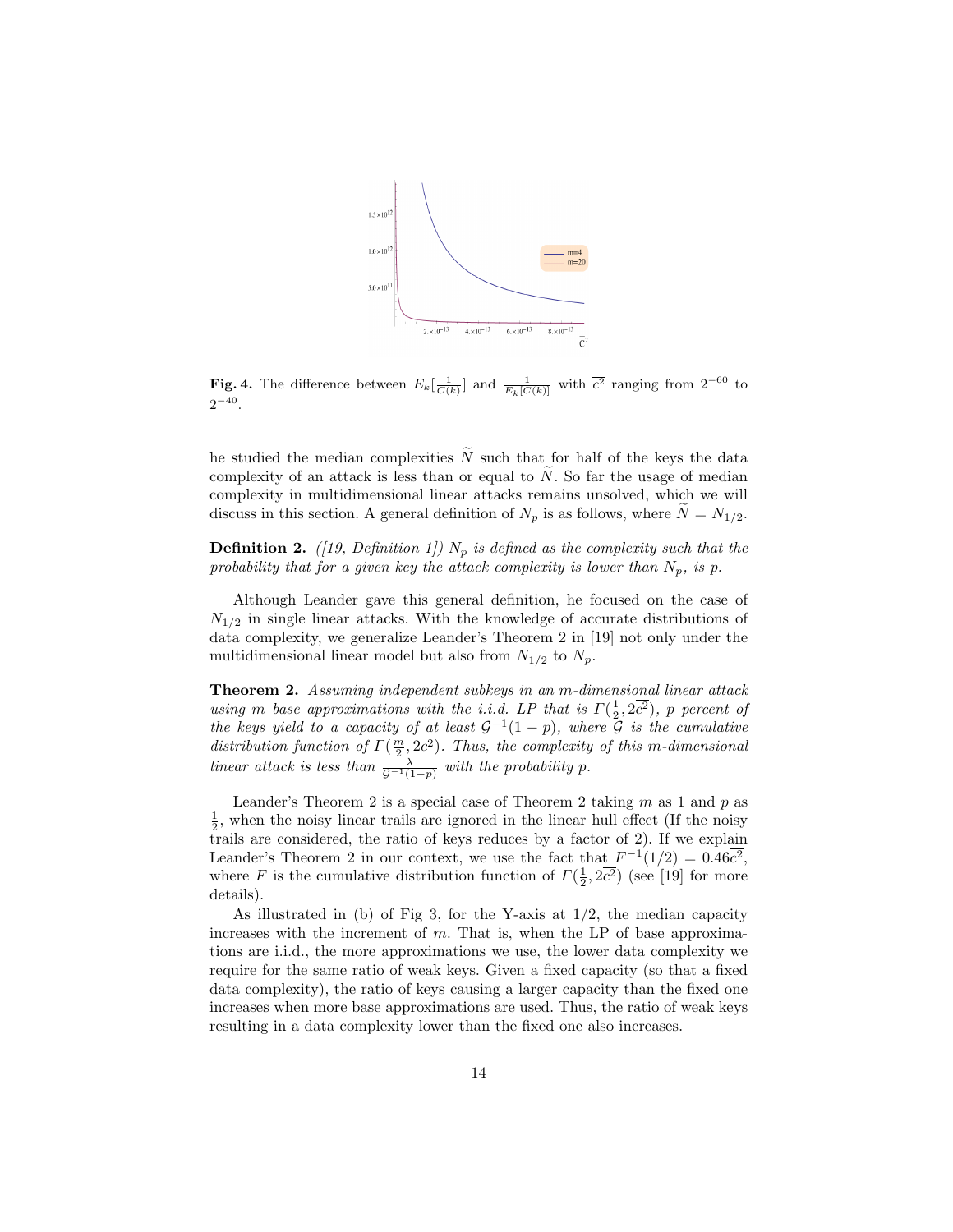**Fig. 4.** The difference between $E_k[\frac{1}{C(k)}]$ and $\frac{1}{E_k[C(k)]}$ with $\overline{c^2}$ ranging from $2^{-60}$ to $2^{-40}$.

he studied the median complexities $\widetilde{N}$ such that for half of the keys the data complexity of an attack is less than or equal to $\widetilde{N}$. So far the usage of median complexity in multidimensional linear attacks remains unsolved, which we will discuss in this section. A general definition of $N_p$ is as follows, where $\widetilde{N} = N_{1/2}$.

**Definition 2.** *([19, Definition 1]) $N_p$ is defined as the complexity such that the probability that for a given key the attack complexity is lower than $N_p$, is $p$.*

Although Leander gave this general definition, he focused on the case of $N_{1/2}$ in single linear attacks. With the knowledge of accurate distributions of data complexity, we generalize Leander's Theorem 2 in [19] not only under the multidimensional linear model but also from $N_{1/2}$ to $N_p$.

**Theorem 2.** *Assuming independent subkeys in an $m$-dimensional linear attack using $m$ base approximations with the i.i.d. LP that is $\Gamma(\frac{1}{2}, 2\overline{c^2})$, $p$ percent of the keys yield to a capacity of at least $\mathcal{G}^{-1}(1-p)$, where $\mathcal{G}$ is the cumulative distribution function of $\Gamma(\frac{m}{2}, 2\overline{c^2})$. Thus, the complexity of this $m$-dimensional linear attack is less than $\frac{\lambda}{\mathcal{G}^{-1}(1-p)}$ with the probability $p$.*

Leander's Theorem 2 is a special case of Theorem 2 taking $m$ as 1 and $p$ as $\frac{1}{2}$, when the noisy linear trails are ignored in the linear hull effect (If the noisy trails are considered, the ratio of keys reduces by a factor of 2). If we explain Leander's Theorem 2 in our context, we use the fact that $F^{-1}(1/2) = 0.46\overline{c^2}$, where $F$ is the cumulative distribution function of $\Gamma(\frac{1}{2}, 2\overline{c^2})$ (see [19] for more details).

As illustrated in (b) of Fig 3, for the Y-axis at 1/2, the median capacity increases with the increment of $m$. That is, when the LP of base approximations are i.i.d., the more approximations we use, the lower data complexity we require for the same ratio of weak keys. Given a fixed capacity (so that a fixed data complexity), the ratio of keys causing a larger capacity than the fixed one increases when more base approximations are used. Thus, the ratio of weak keys resulting in a data complexity lower than the fixed one also increases.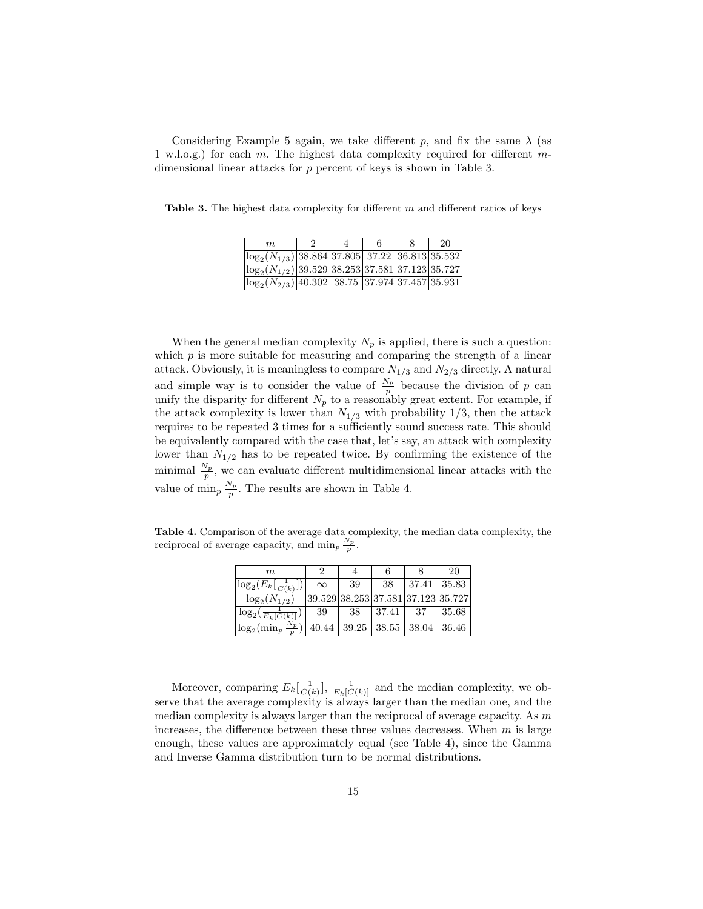Considering Example 5 again, we take different $p$, and fix the same $\lambda$ (as 1 w.l.o.g.) for each $m$. The highest data complexity required for different $m$-dimensional linear attacks for $p$ percent of keys is shown in Table 3.

**Table 3.** The highest data complexity for different $m$ and different ratios of keys

| $m$ | 2 | 4 | 6 | 8 | 20 |
|---|---|---|---|---|---|
| $\log_2(N_{1/3})$ | 38.864 | 37.805 | 37.22 | 36.813 | 35.532 |
| $\log_2(N_{1/2})$ | 39.529 | 38.253 | 37.581 | 37.123 | 35.727 |
| $\log_2(N_{2/3})$ | 40.302 | 38.75 | 37.974 | 37.457 | 35.931 |

When the general median complexity $N_p$ is applied, there is such a question: which $p$ is more suitable for measuring and comparing the strength of a linear attack. Obviously, it is meaningless to compare $N_{1/3}$ and $N_{2/3}$ directly. A natural and simple way is to consider the value of $\frac{N_p}{p}$ because the division of $p$ can unify the disparity for different $N_p$ to a reasonably great extent. For example, if the attack complexity is lower than $N_{1/3}$ with probability 1/3, then the attack requires to be repeated 3 times for a sufficiently sound success rate. This should be equivalently compared with the case that, let's say, an attack with complexity lower than $N_{1/2}$ has to be repeated twice. By confirming the existence of the minimal $\frac{N_p}{p}$, we can evaluate different multidimensional linear attacks with the value of $\min_p \frac{N_p}{p}$. The results are shown in Table 4.

**Table 4.** Comparison of the average data complexity, the median data complexity, the reciprocal of average capacity, and $\min_p \frac{N_p}{p}$.

| $m$ | 2 | 4 | 6 | 8 | 20 |
|---|---|---|---|---|---|
| $\log_2(E_k[\frac{1}{C(k)}])$ | $\infty$ | 39 | 38 | 37.41 | 35.83 |
| $\log_2(N_{1/2})$ | 39.529 | 38.253 | 37.581 | 37.123 | 35.727 |
| $\log_2(\frac{1}{E_k[C(k)]})$ | 39 | 38 | 37.41 | 37 | 35.68 |
| $\log_2(\min_p \frac{N_p}{p})$ | 40.44 | 39.25 | 38.55 | 38.04 | 36.46 |

Moreover, comparing $E_k[\frac{1}{C(k)}]$, $\frac{1}{E_k[C(k)]}$ and the median complexity, we observe that the average complexity is always larger than the median one, and the median complexity is always larger than the reciprocal of average capacity. As $m$ increases, the difference between these three values decreases. When $m$ is large enough, these values are approximately equal (see Table 4), since the Gamma and Inverse Gamma distribution turn to be normal distributions.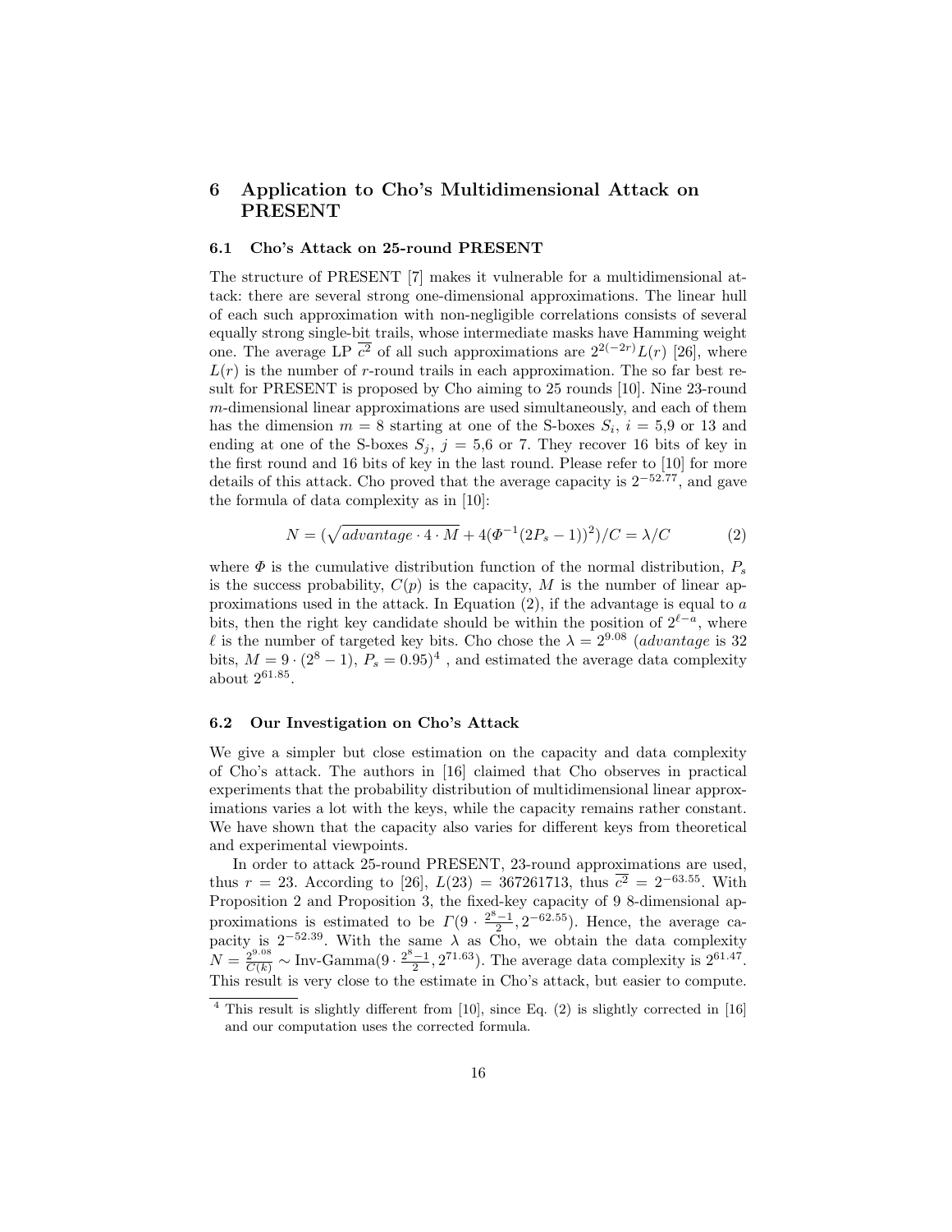## 6 Application to Cho's Multidimensional Attack on PRESENT

### 6.1 Cho's Attack on 25-round PRESENT

The structure of PRESENT [7] makes it vulnerable for a multidimensional attack: there are several strong one-dimensional approximations. The linear hull of each such approximation with non-negligible correlations consists of several equally strong single-bit trails, whose intermediate masks have Hamming weight one. The average LP $\overline{c^2}$ of all such approximations are $2^{2(-2r)}L(r)$ [26], where $L(r)$ is the number of $r$-round trails in each approximation. The so far best result for PRESENT is proposed by Cho aiming to 25 rounds [10]. Nine 23-round $m$-dimensional linear approximations are used simultaneously, and each of them has the dimension $m = 8$ starting at one of the S-boxes $S_i$, $i = 5$,9 or 13 and ending at one of the S-boxes $S_j$, $j = 5$,6 or 7. They recover 16 bits of key in the first round and 16 bits of key in the last round. Please refer to [10] for more details of this attack. Cho proved that the average capacity is $2^{-52.77}$, and gave the formula of data complexity as in [10]:

$$N = (\sqrt{advantage \cdot 4 \cdot M} + 4(\Phi^{-1}(2P_s - 1))^2)/C = \lambda/C \tag{2}$$

where $\Phi$ is the cumulative distribution function of the normal distribution, $P_s$ is the success probability, $C(p)$ is the capacity, $M$ is the number of linear approximations used in the attack. In Equation (2), if the advantage is equal to $a$ bits, then the right key candidate should be within the position of $2^{\ell-a}$, where $\ell$ is the number of targeted key bits. Cho chose the $\lambda = 2^{9.08}$ (*advantage* is 32 bits, $M = 9 \cdot (2^8 - 1)$, $P_s = 0.95$)[4] , and estimated the average data complexity about $2^{61.85}$.

### 6.2 Our Investigation on Cho's Attack

We give a simpler but close estimation on the capacity and data complexity of Cho's attack. The authors in [16] claimed that Cho observes in practical experiments that the probability distribution of multidimensional linear approximations varies a lot with the keys, while the capacity remains rather constant. We have shown that the capacity also varies for different keys from theoretical and experimental viewpoints.

In order to attack 25-round PRESENT, 23-round approximations are used, thus $r = 23$. According to [26], $L(23) = 367261713$, thus $\overline{c^2} = 2^{-63.55}$. With Proposition 2 and Proposition 3, the fixed-key capacity of 9 8-dimensional approximations is estimated to be $\Gamma(9 \cdot \frac{2^8-1}{2}, 2^{-62.55})$. Hence, the average capacity is $2^{-52.39}$. With the same $\lambda$ as Cho, we obtain the data complexity $N = \frac{2^{9.08}}{C(k)} \sim \text{Inv-Gamma}(9 \cdot \frac{2^8-1}{2}, 2^{71.63})$. The average data complexity is $2^{61.47}$. This result is very close to the estimate in Cho's attack, but easier to compute.

[4] This result is slightly different from [10], since Eq. (2) is slightly corrected in [16] and our computation uses the corrected formula.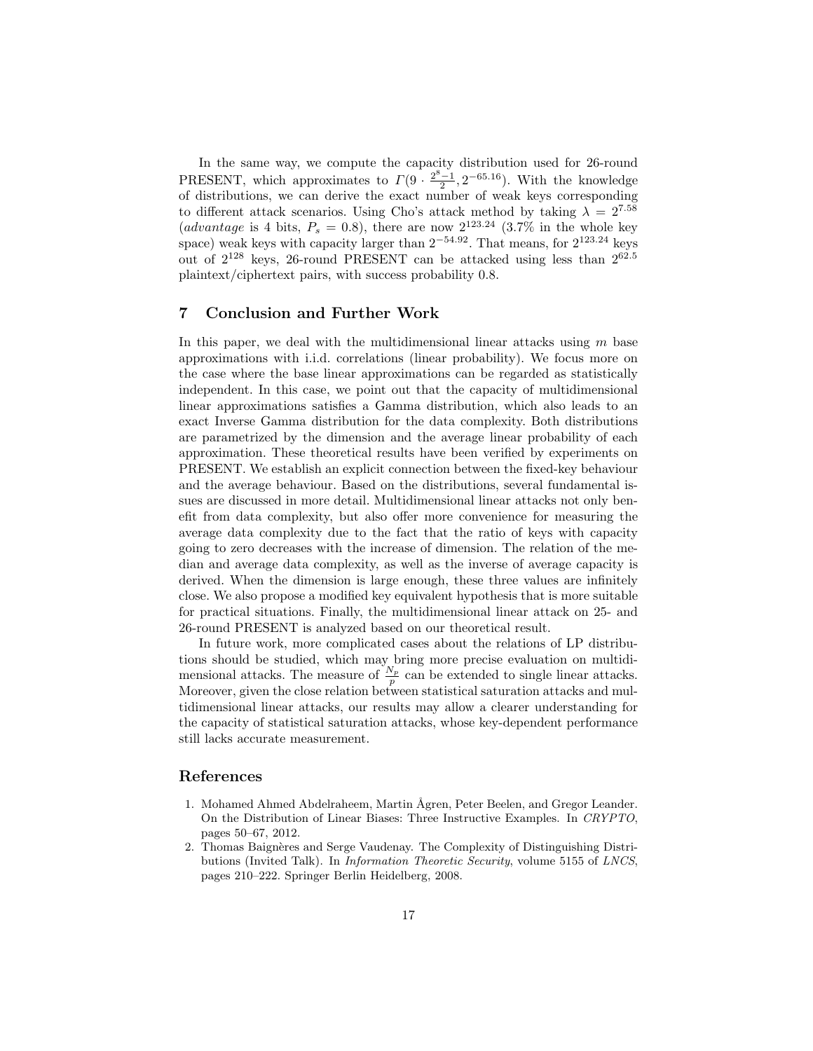In the same way, we compute the capacity distribution used for 26-round PRESENT, which approximates to $\Gamma(9 \cdot \frac{2^8-1}{2}, 2^{-65.16})$. With the knowledge of distributions, we can derive the exact number of weak keys corresponding to different attack scenarios. Using Cho's attack method by taking $\lambda = 2^{7.58}$ (*advantage* is 4 bits, $P_s = 0.8$), there are now $2^{123.24}$ (3.7% in the whole key space) weak keys with capacity larger than $2^{-54.92}$. That means, for $2^{123.24}$ keys out of $2^{128}$ keys, 26-round PRESENT can be attacked using less than $2^{62.5}$ plaintext/ciphertext pairs, with success probability 0.8.

## 7 Conclusion and Further Work

In this paper, we deal with the multidimensional linear attacks using $m$ base approximations with i.i.d. correlations (linear probability). We focus more on the case where the base linear approximations can be regarded as statistically independent. In this case, we point out that the capacity of multidimensional linear approximations satisfies a Gamma distribution, which also leads to an exact Inverse Gamma distribution for the data complexity. Both distributions are parametrized by the dimension and the average linear probability of each approximation. These theoretical results have been verified by experiments on PRESENT. We establish an explicit connection between the fixed-key behaviour and the average behaviour. Based on the distributions, several fundamental issues are discussed in more detail. Multidimensional linear attacks not only benefit from data complexity, but also offer more convenience for measuring the average data complexity due to the fact that the ratio of keys with capacity going to zero decreases with the increase of dimension. The relation of the median and average data complexity, as well as the inverse of average capacity is derived. When the dimension is large enough, these three values are infinitely close. We also propose a modified key equivalent hypothesis that is more suitable for practical situations. Finally, the multidimensional linear attack on 25- and 26-round PRESENT is analyzed based on our theoretical result.

In future work, more complicated cases about the relations of LP distributions should be studied, which may bring more precise evaluation on multidimensional attacks. The measure of $\frac{N_p}{p}$ can be extended to single linear attacks. Moreover, given the close relation between statistical saturation attacks and multidimensional linear attacks, our results may allow a clearer understanding for the capacity of statistical saturation attacks, whose key-dependent performance still lacks accurate measurement.

## References

1. Mohamed Ahmed Abdelraheem, Martin Ågren, Peter Beelen, and Gregor Leander. On the Distribution of Linear Biases: Three Instructive Examples. In *CRYPTO*, pages 50–67, 2012.
2. Thomas Baignères and Serge Vaudenay. The Complexity of Distinguishing Distributions (Invited Talk). In *Information Theoretic Security*, volume 5155 of *LNCS*, pages 210–222. Springer Berlin Heidelberg, 2008.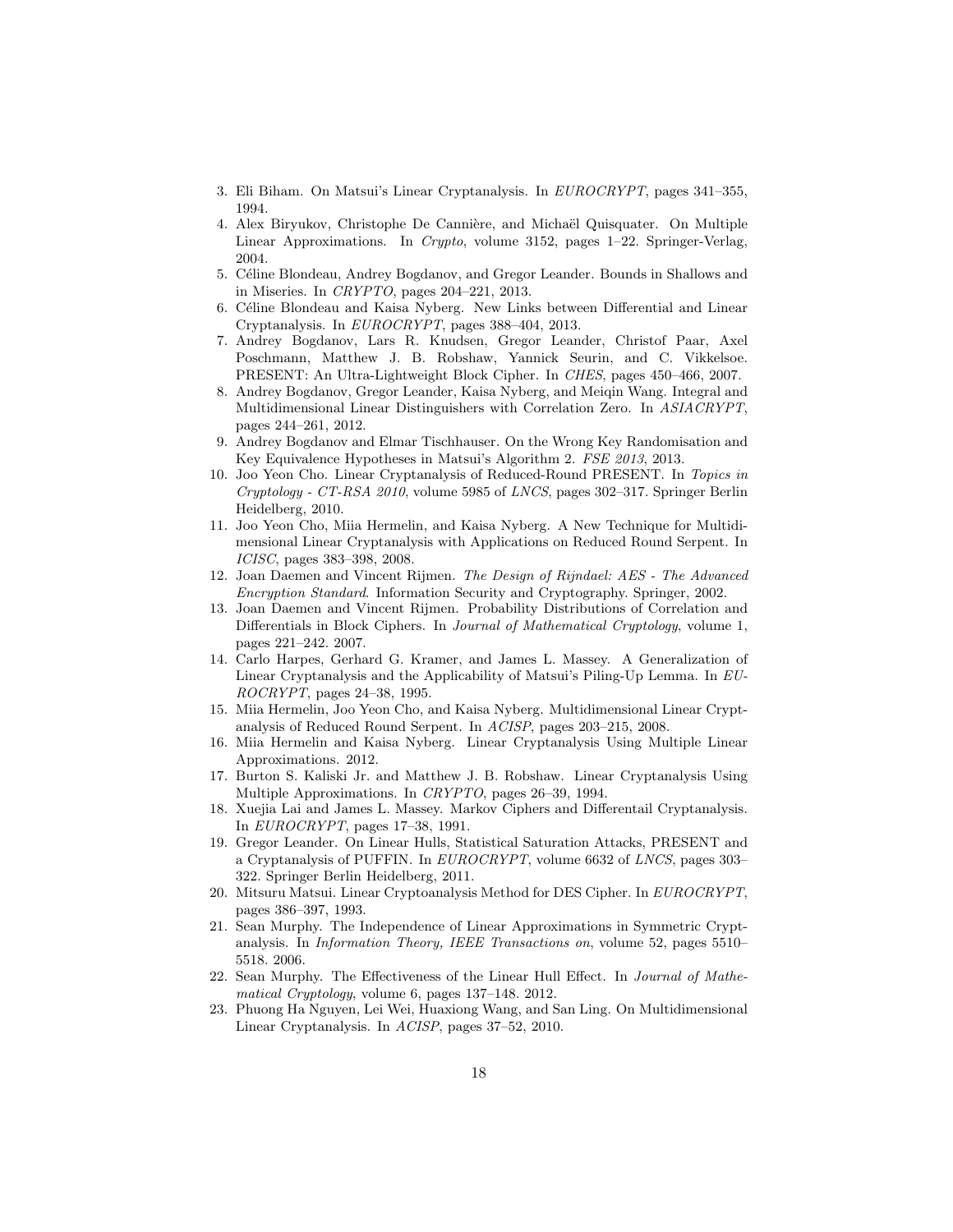3. Eli Biham. On Matsui's Linear Cryptanalysis. In *EUROCRYPT*, pages 341–355, 1994.
4. Alex Biryukov, Christophe De Cannière, and Michaël Quisquater. On Multiple Linear Approximations. In *Crypto*, volume 3152, pages 1–22. Springer-Verlag, 2004.
5. Céline Blondeau, Andrey Bogdanov, and Gregor Leander. Bounds in Shallows and in Miseries. In *CRYPTO*, pages 204–221, 2013.
6. Céline Blondeau and Kaisa Nyberg. New Links between Differential and Linear Cryptanalysis. In *EUROCRYPT*, pages 388–404, 2013.
7. Andrey Bogdanov, Lars R. Knudsen, Gregor Leander, Christof Paar, Axel Poschmann, Matthew J. B. Robshaw, Yannick Seurin, and C. Vikkelsoe. PRESENT: An Ultra-Lightweight Block Cipher. In *CHES*, pages 450–466, 2007.
8. Andrey Bogdanov, Gregor Leander, Kaisa Nyberg, and Meiqin Wang. Integral and Multidimensional Linear Distinguishers with Correlation Zero. In *ASIACRYPT*, pages 244–261, 2012.
9. Andrey Bogdanov and Elmar Tischhauser. On the Wrong Key Randomisation and Key Equivalence Hypotheses in Matsui's Algorithm 2. *FSE 2013*, 2013.
10. Joo Yeon Cho. Linear Cryptanalysis of Reduced-Round PRESENT. In *Topics in Cryptology - CT-RSA 2010*, volume 5985 of *LNCS*, pages 302–317. Springer Berlin Heidelberg, 2010.
11. Joo Yeon Cho, Miia Hermelin, and Kaisa Nyberg. A New Technique for Multidimensional Linear Cryptanalysis with Applications on Reduced Round Serpent. In *ICISC*, pages 383–398, 2008.
12. Joan Daemen and Vincent Rijmen. *The Design of Rijndael: AES - The Advanced Encryption Standard*. Information Security and Cryptography. Springer, 2002.
13. Joan Daemen and Vincent Rijmen. Probability Distributions of Correlation and Differentials in Block Ciphers. In *Journal of Mathematical Cryptology*, volume 1, pages 221–242. 2007.
14. Carlo Harpes, Gerhard G. Kramer, and James L. Massey. A Generalization of Linear Cryptanalysis and the Applicability of Matsui's Piling-Up Lemma. In *EUROCRYPT*, pages 24–38, 1995.
15. Miia Hermelin, Joo Yeon Cho, and Kaisa Nyberg. Multidimensional Linear Cryptanalysis of Reduced Round Serpent. In *ACISP*, pages 203–215, 2008.
16. Miia Hermelin and Kaisa Nyberg. Linear Cryptanalysis Using Multiple Linear Approximations. 2012.
17. Burton S. Kaliski Jr. and Matthew J. B. Robshaw. Linear Cryptanalysis Using Multiple Approximations. In *CRYPTO*, pages 26–39, 1994.
18. Xuejia Lai and James L. Massey. Markov Ciphers and Differentail Cryptanalysis. In *EUROCRYPT*, pages 17–38, 1991.
19. Gregor Leander. On Linear Hulls, Statistical Saturation Attacks, PRESENT and a Cryptanalysis of PUFFIN. In *EUROCRYPT*, volume 6632 of *LNCS*, pages 303–322. Springer Berlin Heidelberg, 2011.
20. Mitsuru Matsui. Linear Cryptoanalysis Method for DES Cipher. In *EUROCRYPT*, pages 386–397, 1993.
21. Sean Murphy. The Independence of Linear Approximations in Symmetric Cryptanalysis. In *Information Theory, IEEE Transactions on*, volume 52, pages 5510–5518. 2006.
22. Sean Murphy. The Effectiveness of the Linear Hull Effect. In *Journal of Mathematical Cryptology*, volume 6, pages 137–148. 2012.
23. Phuong Ha Nguyen, Lei Wei, Huaxiong Wang, and San Ling. On Multidimensional Linear Cryptanalysis. In *ACISP*, pages 37–52, 2010.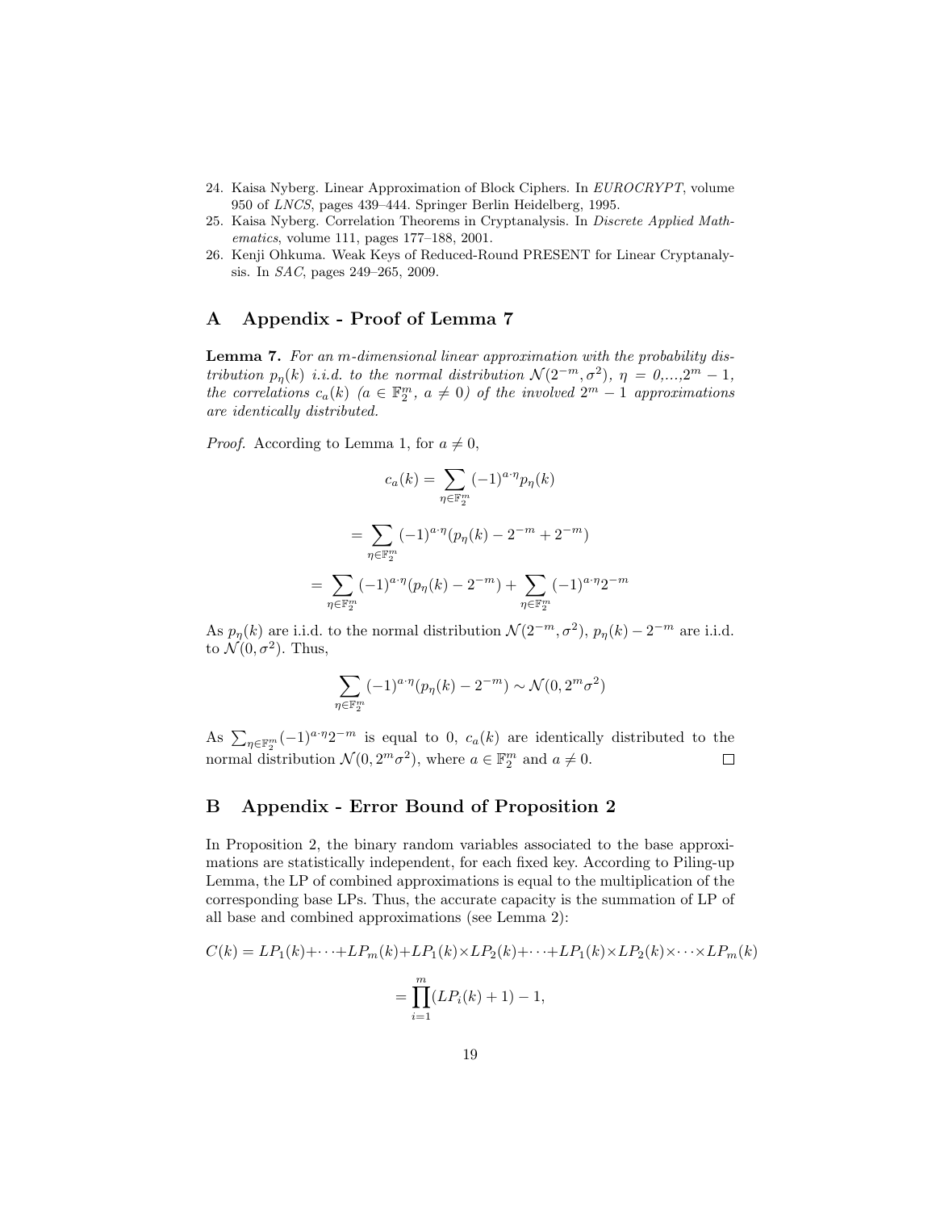24. Kaisa Nyberg. Linear Approximation of Block Ciphers. In *EUROCRYPT*, volume 950 of *LNCS*, pages 439–444. Springer Berlin Heidelberg, 1995.
25. Kaisa Nyberg. Correlation Theorems in Cryptanalysis. In *Discrete Applied Mathematics*, volume 111, pages 177–188, 2001.
26. Kenji Ohkuma. Weak Keys of Reduced-Round PRESENT for Linear Cryptanalysis. In *SAC*, pages 249–265, 2009.

## A Appendix - Proof of Lemma 7

**Lemma 7.** *For an m-dimensional linear approximation with the probability distribution $p_\eta(k)$ i.i.d. to the normal distribution $\mathcal{N}(2^{-m}, \sigma^2)$, $\eta = 0,...,2^m - 1$, the correlations $c_a(k)$ ($a \in \mathbb{F}_2^m$, $a \neq 0$) of the involved $2^m - 1$ approximations are identically distributed.*

*Proof.* According to Lemma 1, for $a \neq 0$,

$$c_a(k) = \sum_{\eta \in \mathbb{F}_2^m} (-1)^{a \cdot \eta} p_\eta(k)$$

$$= \sum_{\eta \in \mathbb{F}_2^m} (-1)^{a \cdot \eta} (p_\eta(k) - 2^{-m} + 2^{-m})$$

$$= \sum_{\eta \in \mathbb{F}_2^m} (-1)^{a \cdot \eta} (p_\eta(k) - 2^{-m}) + \sum_{\eta \in \mathbb{F}_2^m} (-1)^{a \cdot \eta} 2^{-m}$$

As $p_\eta(k)$ are i.i.d. to the normal distribution $\mathcal{N}(2^{-m}, \sigma^2)$, $p_\eta(k) - 2^{-m}$ are i.i.d. to $\mathcal{N}(0, \sigma^2)$. Thus,

$$\sum_{\eta \in \mathbb{F}_2^m} (-1)^{a \cdot \eta} (p_\eta(k) - 2^{-m}) \sim \mathcal{N}(0, 2^m \sigma^2)$$

As $\sum_{\eta \in \mathbb{F}_2^m} (-1)^{a \cdot \eta} 2^{-m}$ is equal to 0, $c_a(k)$ are identically distributed to the normal distribution $\mathcal{N}(0, 2^m \sigma^2)$, where $a \in \mathbb{F}_2^m$ and $a \neq 0$. □

## B Appendix - Error Bound of Proposition 2

In Proposition 2, the binary random variables associated to the base approximations are statistically independent, for each fixed key. According to Piling-up Lemma, the LP of combined approximations is equal to the multiplication of the corresponding base LPs. Thus, the accurate capacity is the summation of LP of all base and combined approximations (see Lemma 2):

$$C(k) = LP_1(k) + \cdots + LP_m(k) + LP_1(k) \times LP_2(k) + \cdots + LP_1(k) \times LP_2(k) \times \cdots \times LP_m(k)$$

$$= \prod_{i=1}^{m} (LP_i(k) + 1) - 1,$$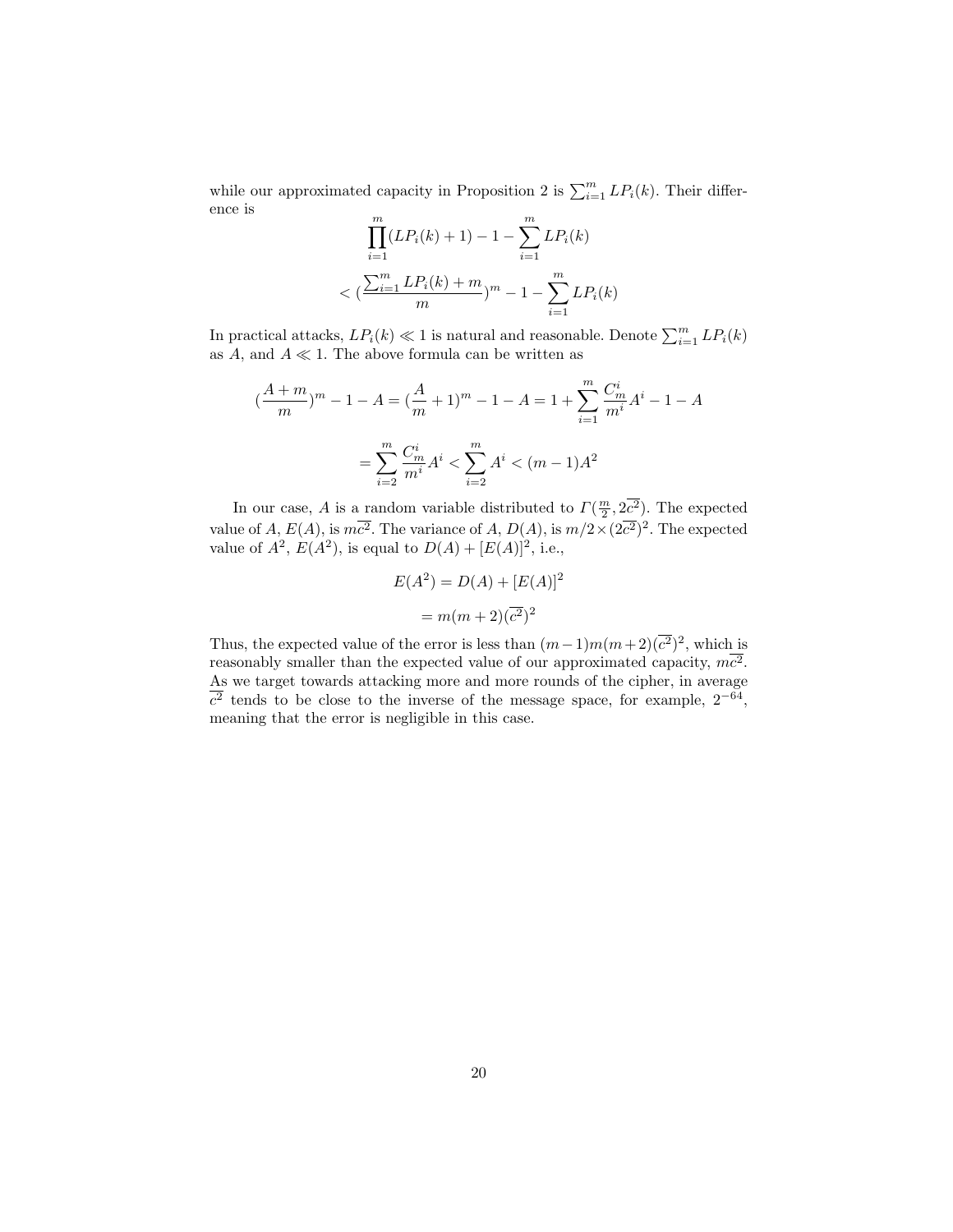while our approximated capacity in Proposition 2 is $\sum_{i=1}^{m} LP_i(k)$. Their difference is

$$\prod_{i=1}^{m}(LP_i(k)+1)-1-\sum_{i=1}^{m}LP_i(k)$$

$$<(\frac{\sum_{i=1}^{m}LP_i(k)+m}{m})^m-1-\sum_{i=1}^{m}LP_i(k)$$

In practical attacks, $LP_i(k) \ll 1$ is natural and reasonable. Denote $\sum_{i=1}^{m} LP_i(k)$ as $A$, and $A \ll 1$. The above formula can be written as

$$(\frac{A+m}{m})^m-1-A=(\frac{A}{m}+1)^m-1-A=1+\sum_{i=1}^{m}\frac{C_m^i}{m^i}A^i-1-A$$

$$=\sum_{i=2}^{m}\frac{C_m^i}{m^i}A^i<\sum_{i=2}^{m}A^i<(m-1)A^2$$

In our case, $A$ is a random variable distributed to $\Gamma(\frac{m}{2}, 2\overline{c^2})$. The expected value of $A$, $E(A)$, is $m\overline{c^2}$. The variance of $A$, $D(A)$, is $m/2 \times (2\overline{c^2})^2$. The expected value of $A^2$, $E(A^2)$, is equal to $D(A)+[E(A)]^2$, i.e.,

$$E(A^2)=D(A)+[E(A)]^2$$

$$=m(m+2)(\overline{c^2})^2$$

Thus, the expected value of the error is less than $(m-1)m(m+2)(\overline{c^2})^2$, which is reasonably smaller than the expected value of our approximated capacity, $m\overline{c^2}$. As we target towards attacking more and more rounds of the cipher, in average $\overline{c^2}$ tends to be close to the inverse of the message space, for example, $2^{-64}$, meaning that the error is negligible in this case.